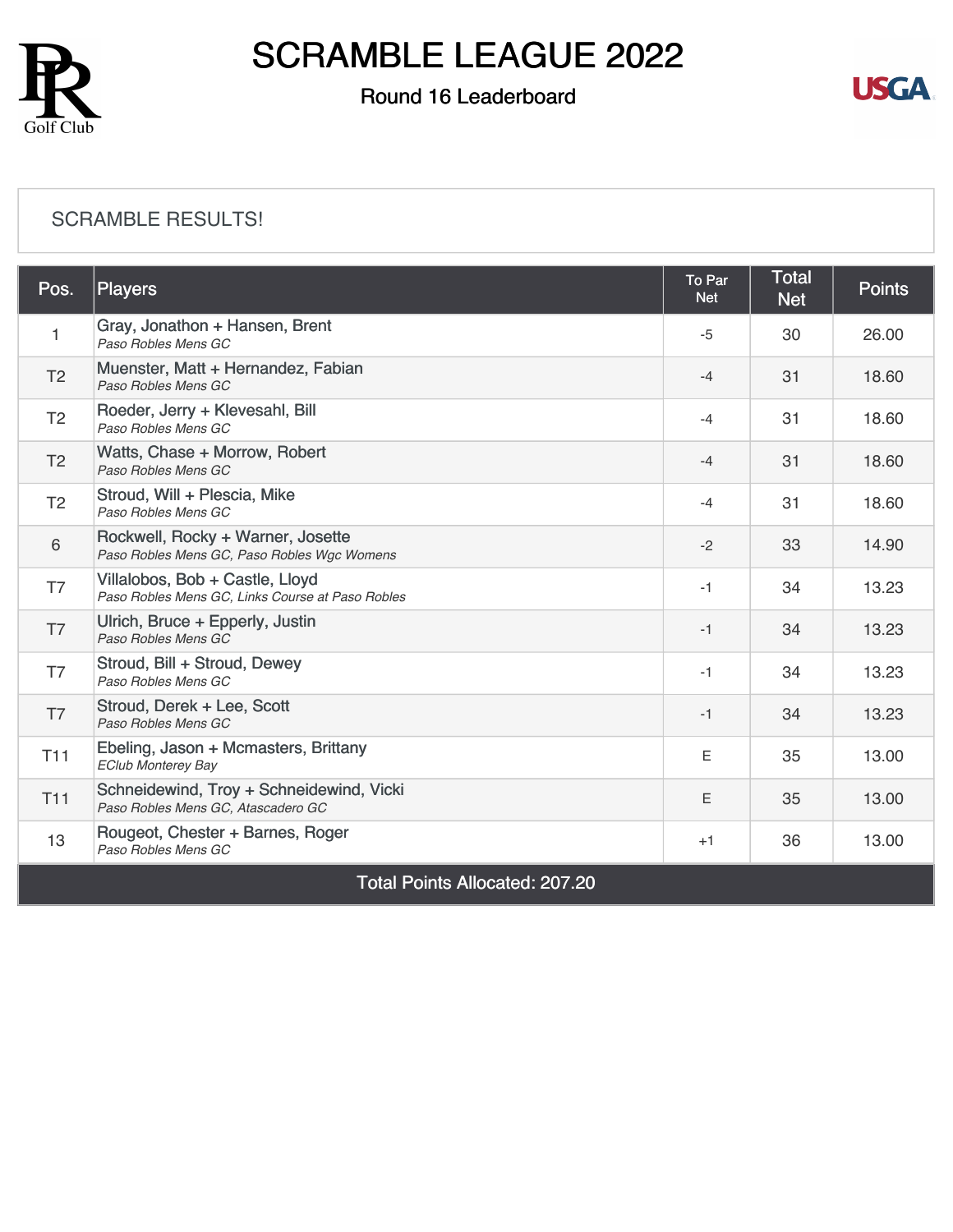# SCRAMBLE LEAGUE 2022

## Round 16 Leaderboard

SCRAMBLE RESULTS!

| Pos. | Players | To Par Net | Total Net | Points |
|---|---|---|---|---|
| 1 | Gray, Jonathon + Hansen, Brent<br>*Paso Robles Mens GC* | -5 | 30 | 26.00 |
| T2 | Muenster, Matt + Hernandez, Fabian<br>*Paso Robles Mens GC* | -4 | 31 | 18.60 |
| T2 | Roeder, Jerry + Klevesahl, Bill<br>*Paso Robles Mens GC* | -4 | 31 | 18.60 |
| T2 | Watts, Chase + Morrow, Robert<br>*Paso Robles Mens GC* | -4 | 31 | 18.60 |
| T2 | Stroud, Will + Plescia, Mike<br>*Paso Robles Mens GC* | -4 | 31 | 18.60 |
| 6 | Rockwell, Rocky + Warner, Josette<br>*Paso Robles Mens GC, Paso Robles Wgc Womens* | -2 | 33 | 14.90 |
| T7 | Villalobos, Bob + Castle, Lloyd<br>*Paso Robles Mens GC, Links Course at Paso Robles* | -1 | 34 | 13.23 |
| T7 | Ulrich, Bruce + Epperly, Justin<br>*Paso Robles Mens GC* | -1 | 34 | 13.23 |
| T7 | Stroud, Bill + Stroud, Dewey<br>*Paso Robles Mens GC* | -1 | 34 | 13.23 |
| T7 | Stroud, Derek + Lee, Scott<br>*Paso Robles Mens GC* | -1 | 34 | 13.23 |
| T11 | Ebeling, Jason + Mcmasters, Brittany<br>*EClub Monterey Bay* | E | 35 | 13.00 |
| T11 | Schneidewind, Troy + Schneidewind, Vicki<br>*Paso Robles Mens GC, Atascadero GC* | E | 35 | 13.00 |
| 13 | Rougeot, Chester + Barnes, Roger<br>*Paso Robles Mens GC* | +1 | 36 | 13.00 |
| Total Points Allocated: 207.20 | | | | |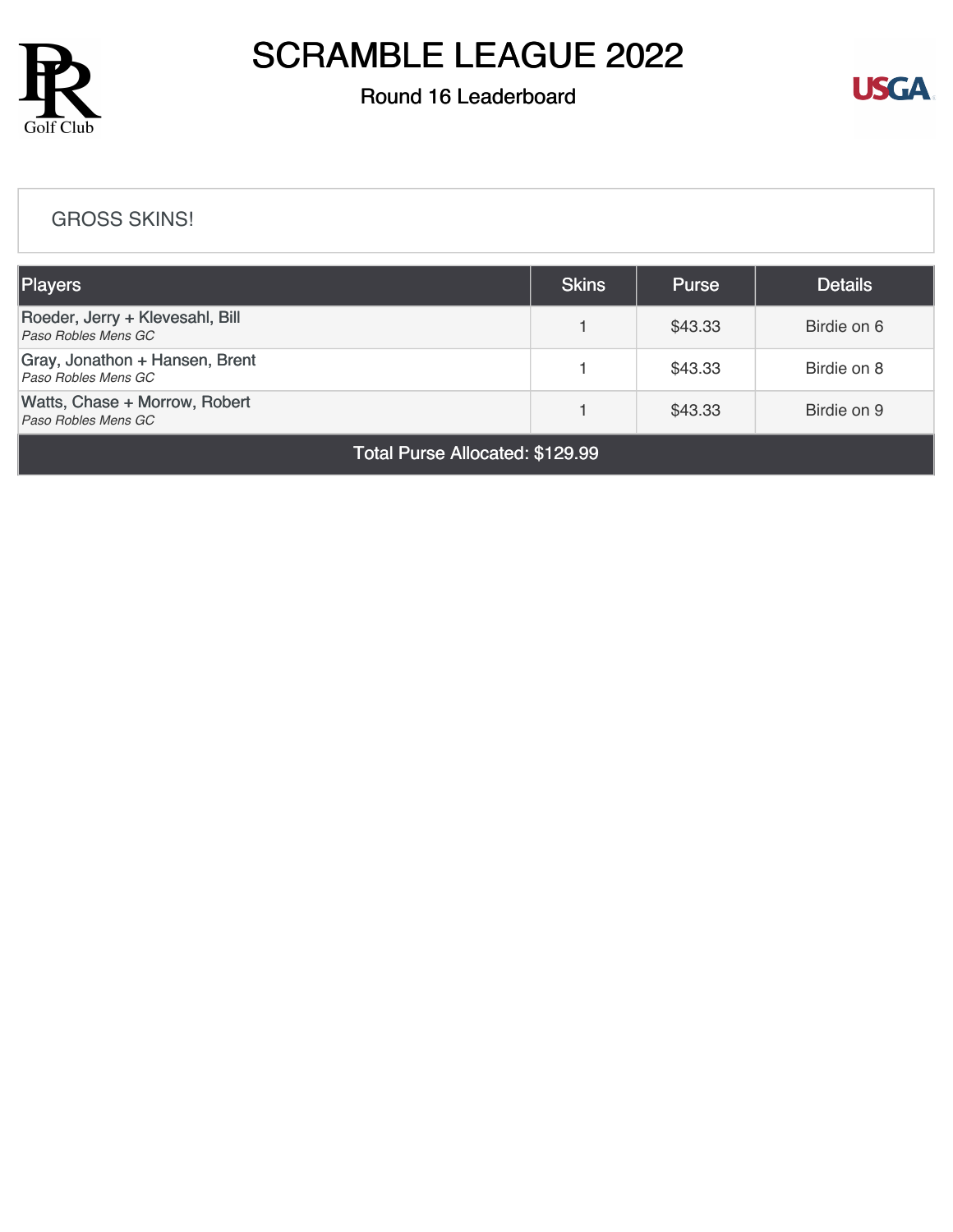# SCRAMBLE LEAGUE 2022

## Round 16 Leaderboard

GROSS SKINS!

| Players | Skins | Purse | Details |
|---|---|---|---|
| Roeder, Jerry + Klevesahl, Bill<br>*Paso Robles Mens GC* | 1 | $43.33 | Birdie on 6 |
| Gray, Jonathon + Hansen, Brent<br>*Paso Robles Mens GC* | 1 | $43.33 | Birdie on 8 |
| Watts, Chase + Morrow, Robert<br>*Paso Robles Mens GC* | 1 | $43.33 | Birdie on 9 |
| Total Purse Allocated: $129.99 | | | |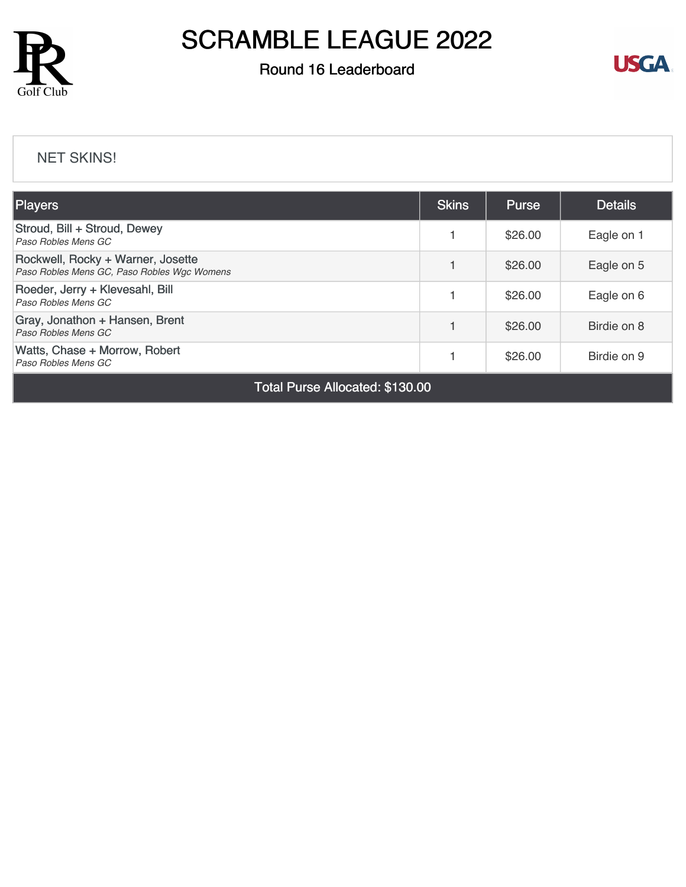# SCRAMBLE LEAGUE 2022

## Round 16 Leaderboard

NET SKINS!

| Players | Skins | Purse | Details |
|---|---|---|---|
| Stroud, Bill + Stroud, Dewey<br>*Paso Robles Mens GC* | 1 | $26.00 | Eagle on 1 |
| Rockwell, Rocky + Warner, Josette<br>*Paso Robles Mens GC, Paso Robles Wgc Womens* | 1 | $26.00 | Eagle on 5 |
| Roeder, Jerry + Klevesahl, Bill<br>*Paso Robles Mens GC* | 1 | $26.00 | Eagle on 6 |
| Gray, Jonathon + Hansen, Brent<br>*Paso Robles Mens GC* | 1 | $26.00 | Birdie on 8 |
| Watts, Chase + Morrow, Robert<br>*Paso Robles Mens GC* | 1 | $26.00 | Birdie on 9 |
| Total Purse Allocated: $130.00 | | | |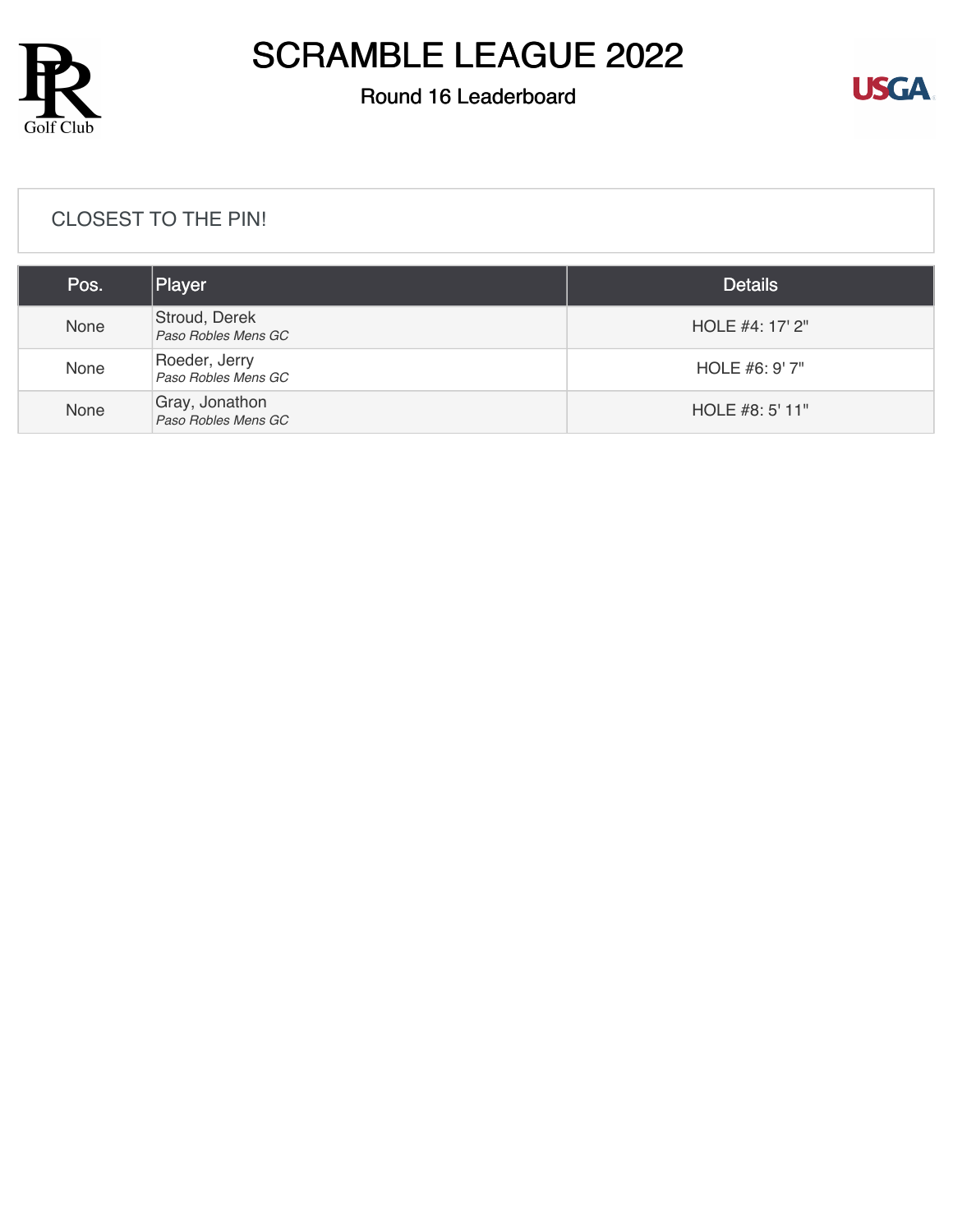# SCRAMBLE LEAGUE 2022

Round 16 Leaderboard

## CLOSEST TO THE PIN!

| Pos. | Player | Details |
|---|---|---|
| None | Stroud, Derek<br>*Paso Robles Mens GC* | HOLE #4: 17' 2" |
| None | Roeder, Jerry<br>*Paso Robles Mens GC* | HOLE #6: 9' 7" |
| None | Gray, Jonathon<br>*Paso Robles Mens GC* | HOLE #8: 5' 11" |